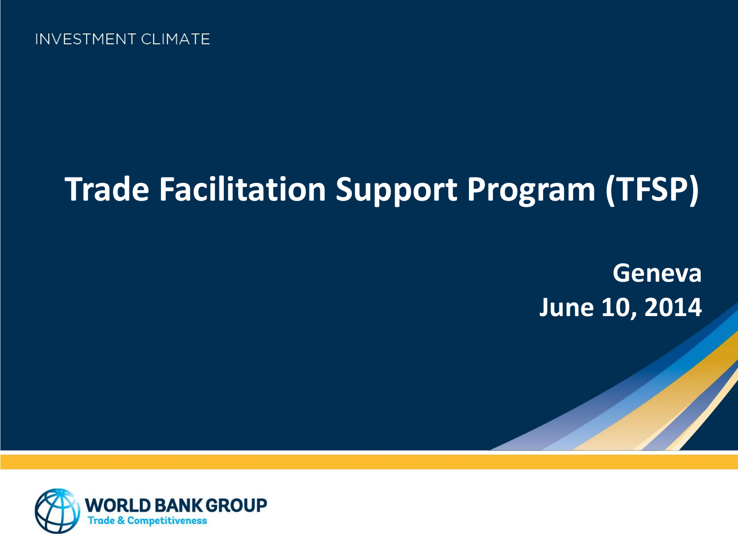INVESTMENT CLIMATE

# Trade Facilitation Support Program (TFSP)

**Geneva**
**June 10, 2014**

WORLD BANK GROUP
Trade & Competitiveness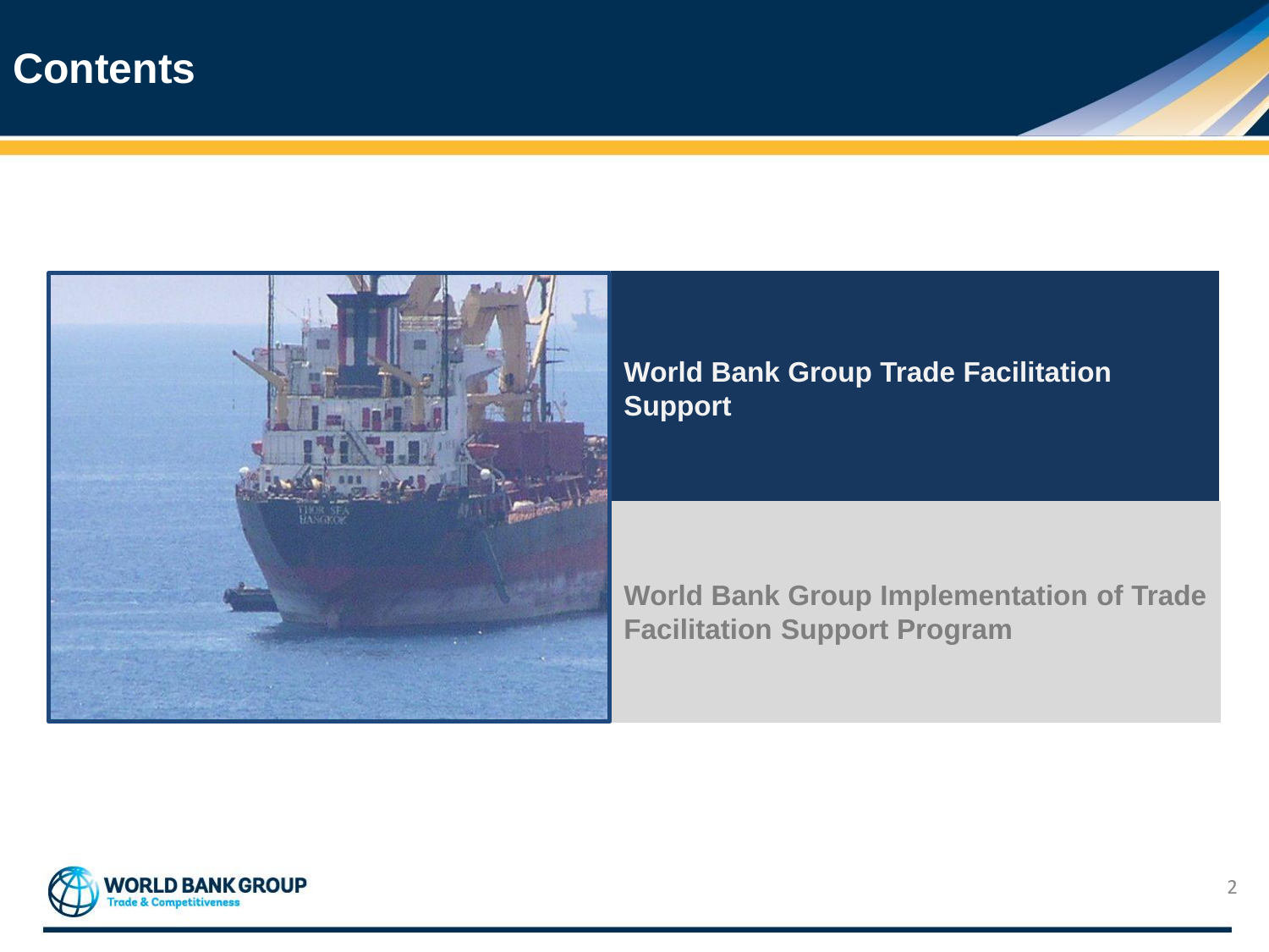# Contents

**World Bank Group Trade Facilitation Support**

**World Bank Group Implementation of Trade Facilitation Support Program**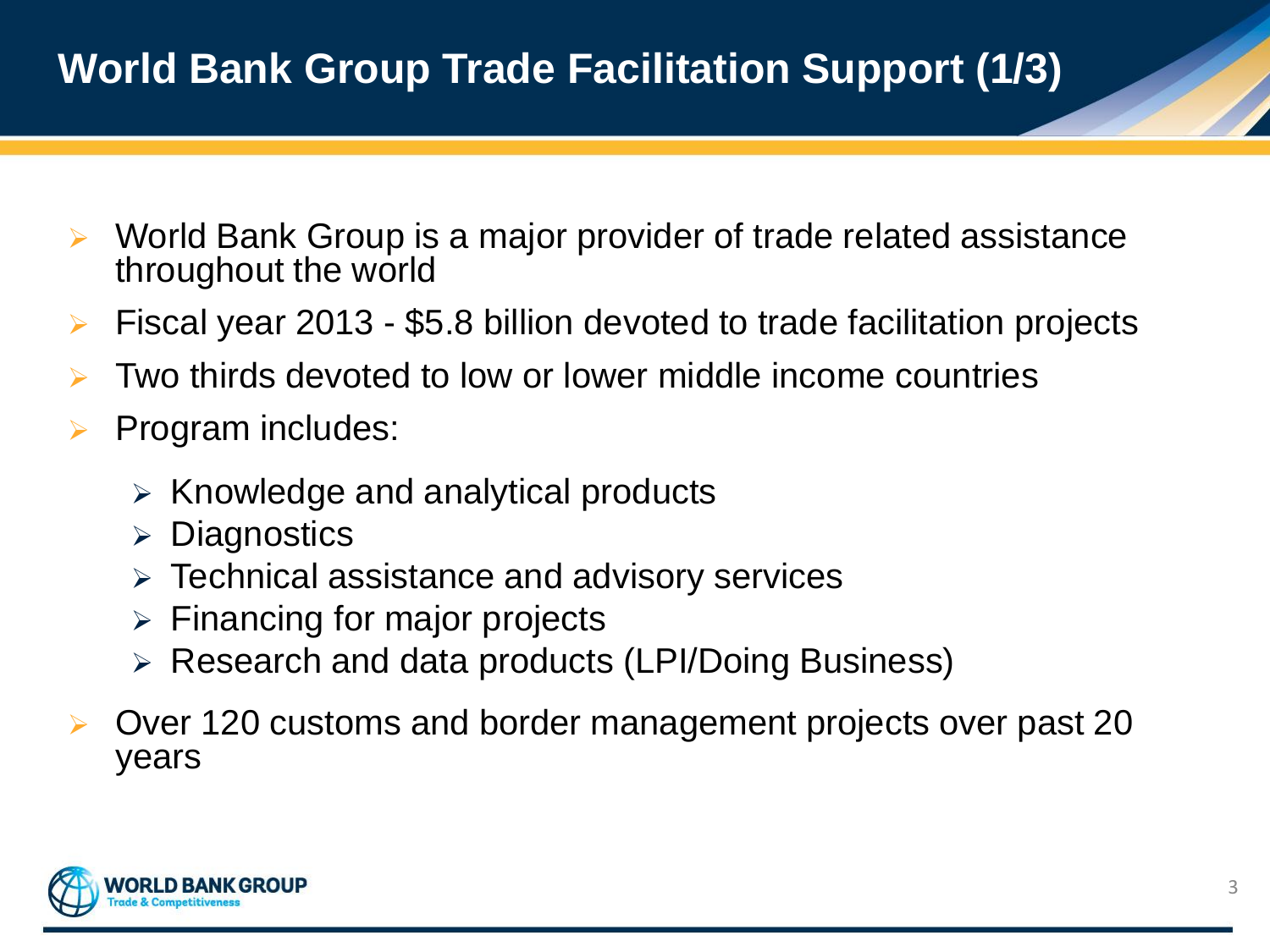# World Bank Group Trade Facilitation Support (1/3)

- World Bank Group is a major provider of trade related assistance throughout the world
- Fiscal year 2013 - $5.8 billion devoted to trade facilitation projects
- Two thirds devoted to low or lower middle income countries
- Program includes:
  - Knowledge and analytical products
  - Diagnostics
  - Technical assistance and advisory services
  - Financing for major projects
  - Research and data products (LPI/Doing Business)
- Over 120 customs and border management projects over past 20 years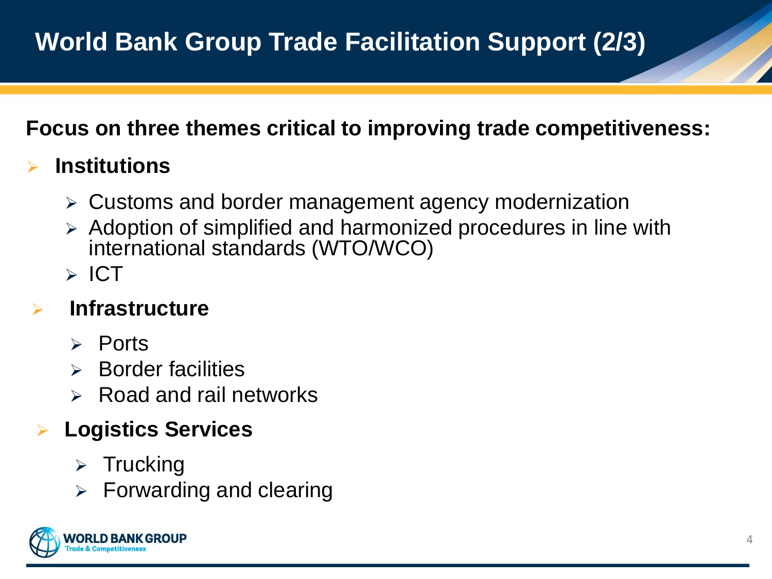# World Bank Group Trade Facilitation Support (2/3)

**Focus on three themes critical to improving trade competitiveness:**

- **Institutions**
  - Customs and border management agency modernization
  - Adoption of simplified and harmonized procedures in line with international standards (WTO/WCO)
  - ICT
- **Infrastructure**
  - Ports
  - Border facilities
  - Road and rail networks
- **Logistics Services**
  - Trucking
  - Forwarding and clearing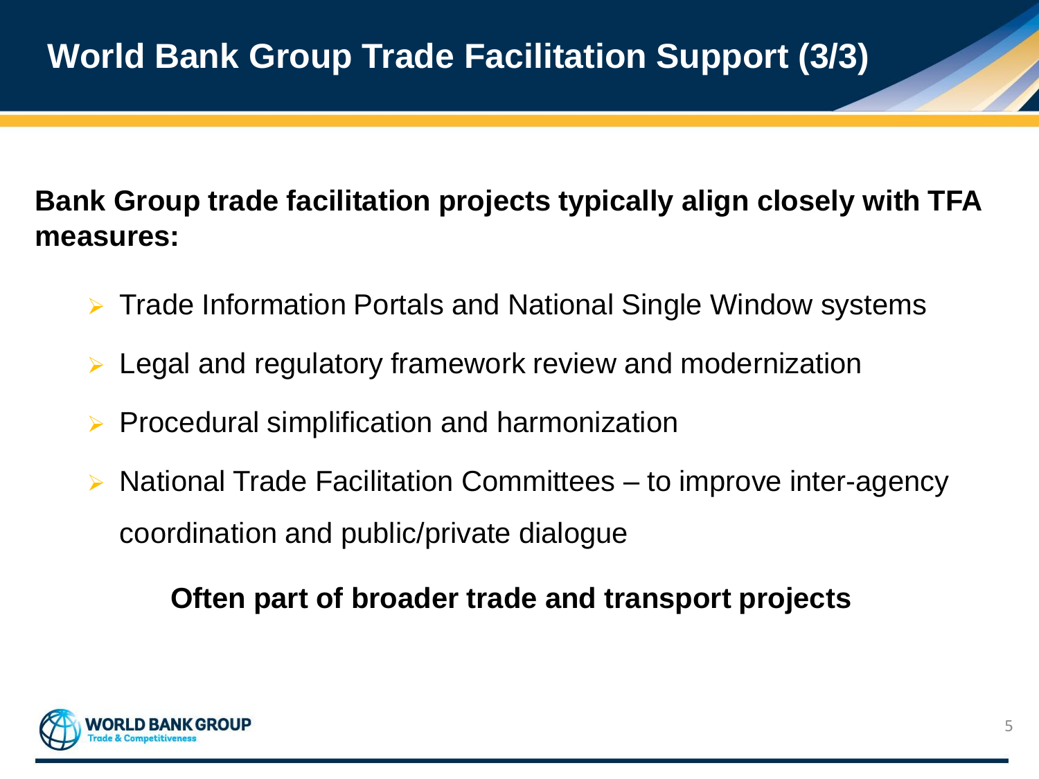# World Bank Group Trade Facilitation Support (3/3)

**Bank Group trade facilitation projects typically align closely with TFA measures:**

- Trade Information Portals and National Single Window systems
- Legal and regulatory framework review and modernization
- Procedural simplification and harmonization
- National Trade Facilitation Committees – to improve inter-agency coordination and public/private dialogue

**Often part of broader trade and transport projects**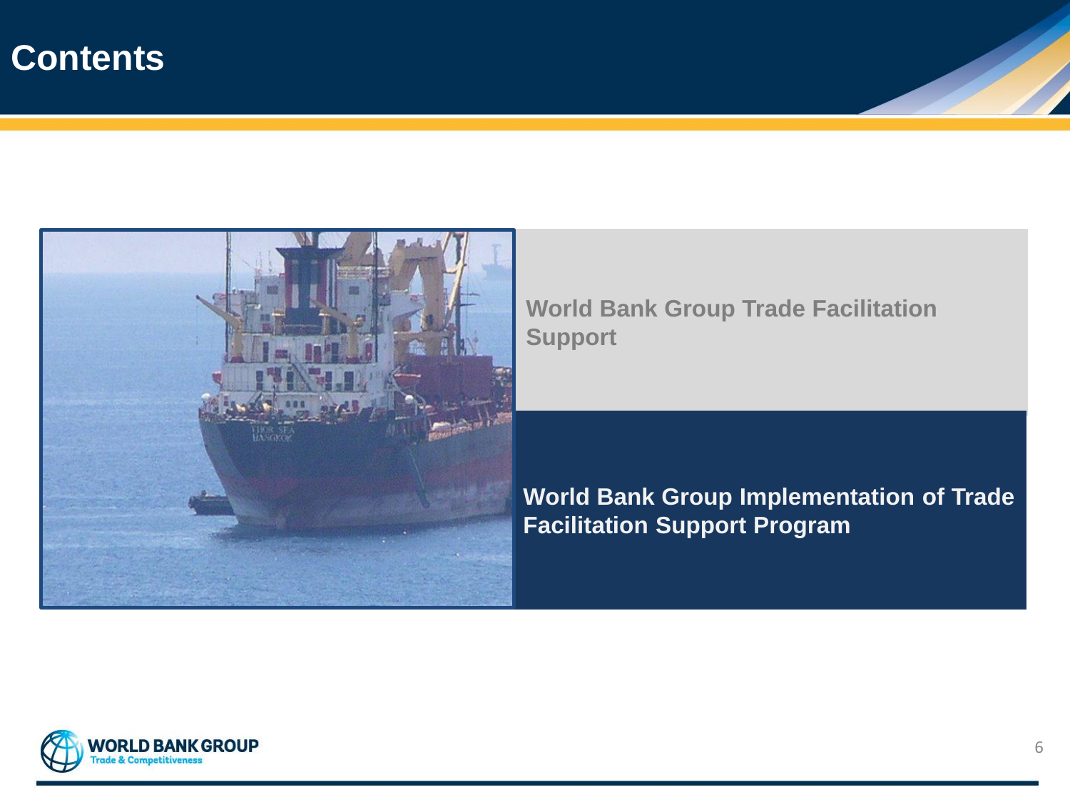# Contents

World Bank Group Trade Facilitation Support

**World Bank Group Implementation of Trade Facilitation Support Program**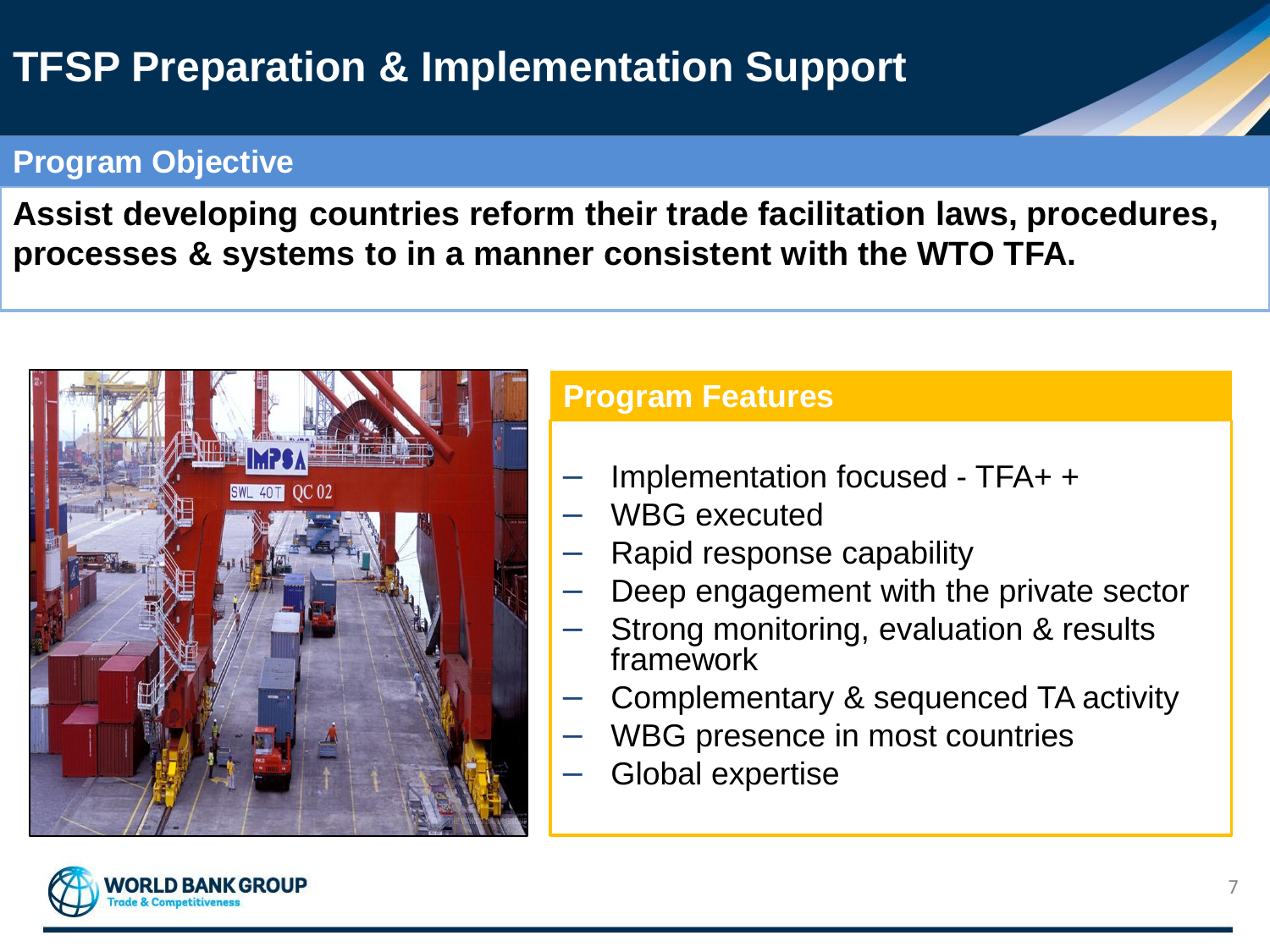# TFSP Preparation & Implementation Support

## Program Objective

**Assist developing countries reform their trade facilitation laws, procedures, processes & systems to in a manner consistent with the WTO TFA.**

## Program Features

- Implementation focused - TFA+ +
- WBG executed
- Rapid response capability
- Deep engagement with the private sector
- Strong monitoring, evaluation & results framework
- Complementary & sequenced TA activity
- WBG presence in most countries
- Global expertise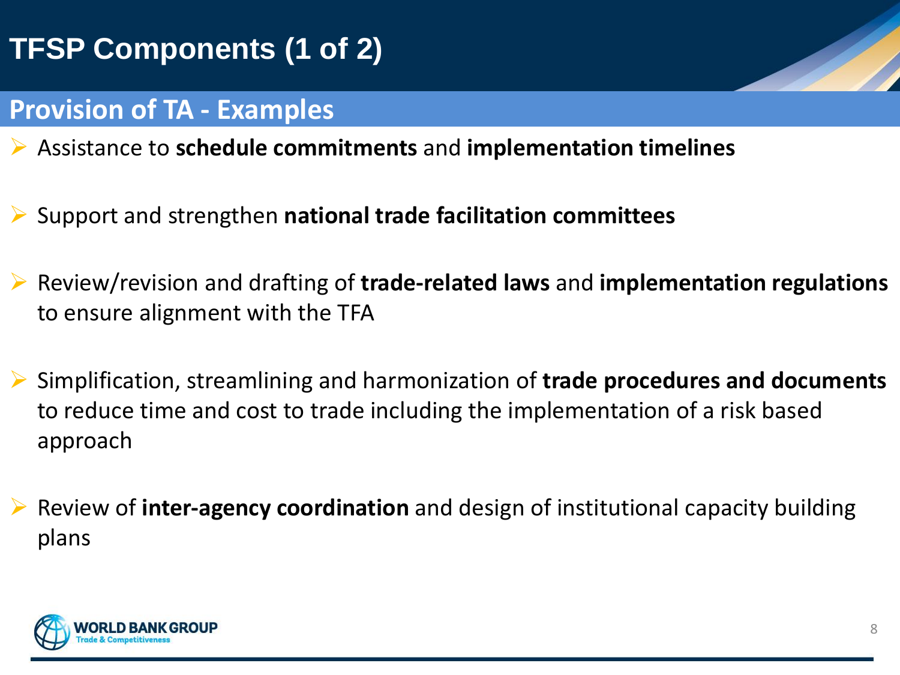# TFSP Components (1 of 2)

## Provision of TA - Examples

- Assistance to **schedule commitments** and **implementation timelines**
- Support and strengthen **national trade facilitation committees**
- Review/revision and drafting of **trade-related laws** and **implementation regulations** to ensure alignment with the TFA
- Simplification, streamlining and harmonization of **trade procedures and documents** to reduce time and cost to trade including the implementation of a risk based approach
- Review of **inter-agency coordination** and design of institutional capacity building plans

WORLD BANK GROUP
Trade & Competitiveness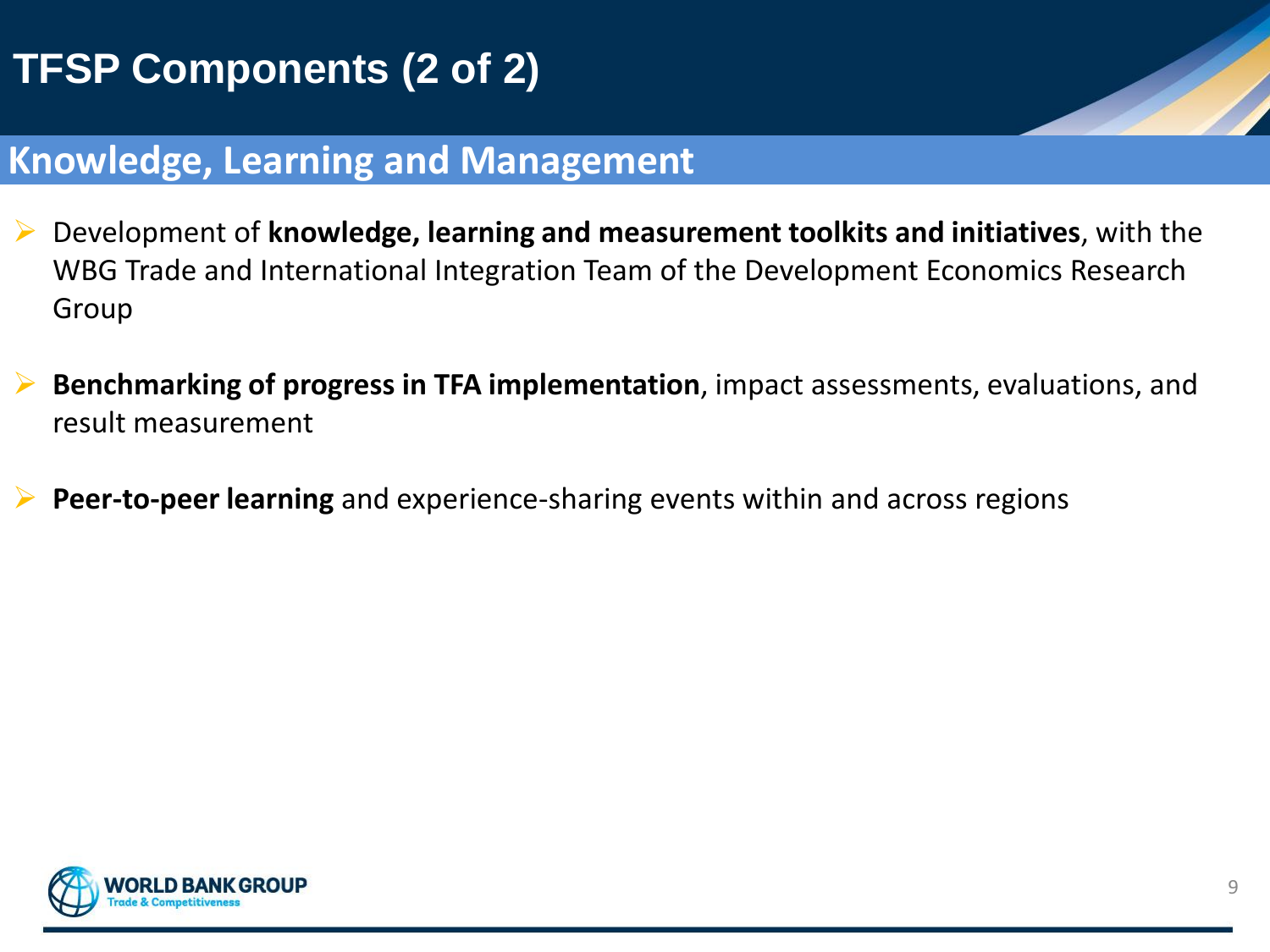# TFSP Components (2 of 2)

## Knowledge, Learning and Management

- Development of **knowledge, learning and measurement toolkits and initiatives**, with the WBG Trade and International Integration Team of the Development Economics Research Group
- **Benchmarking of progress in TFA implementation**, impact assessments, evaluations, and result measurement
- **Peer-to-peer learning** and experience-sharing events within and across regions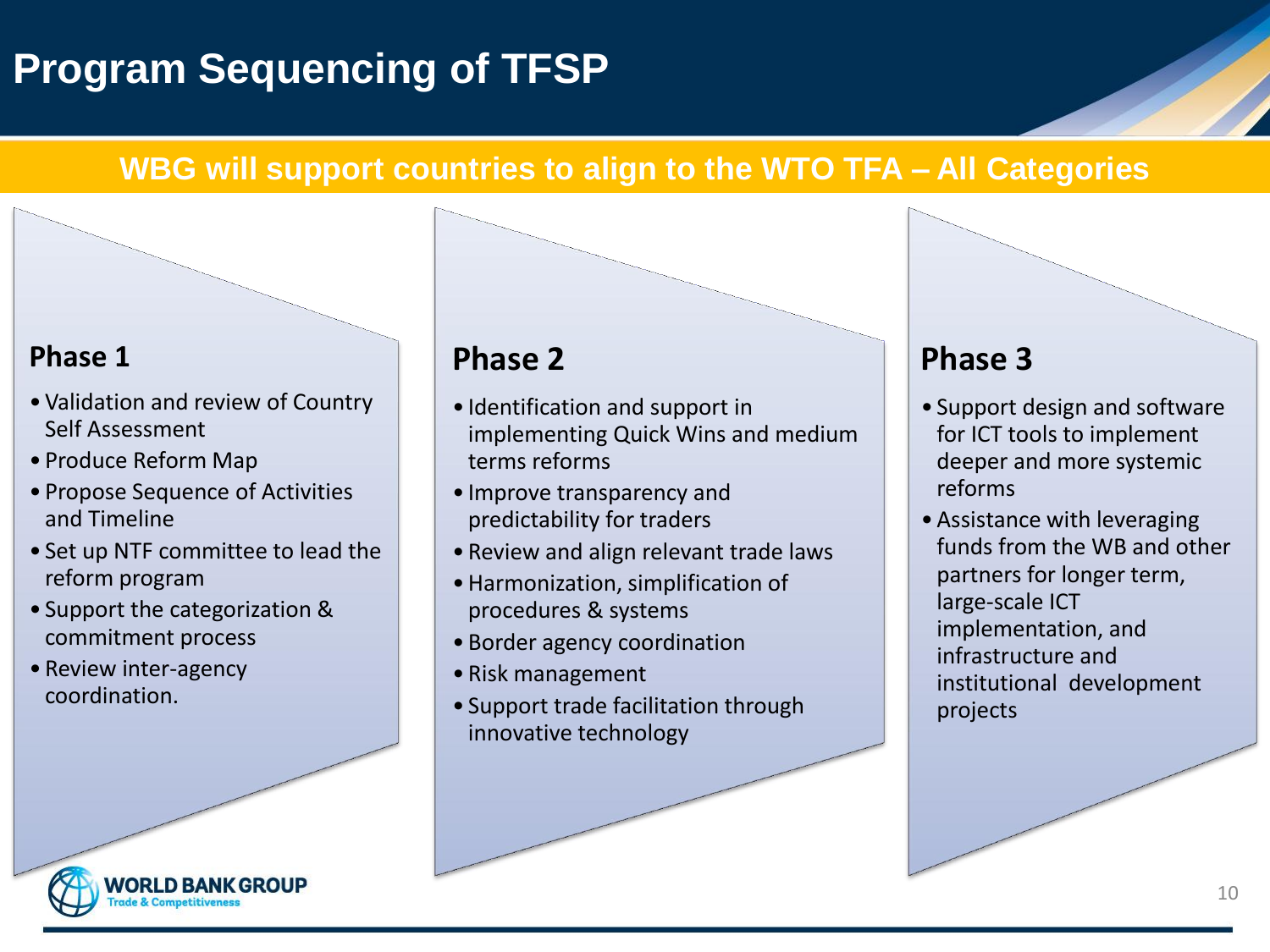# Program Sequencing of TFSP

## WBG will support countries to align to the WTO TFA – All Categories

### Phase 1

- Validation and review of Country Self Assessment
- Produce Reform Map
- Propose Sequence of Activities and Timeline
- Set up NTF committee to lead the reform program
- Support the categorization & commitment process
- Review inter-agency coordination.

### Phase 2

- Identification and support in implementing Quick Wins and medium terms reforms
- Improve transparency and predictability for traders
- Review and align relevant trade laws
- Harmonization, simplification of procedures & systems
- Border agency coordination
- Risk management
- Support trade facilitation through innovative technology

### Phase 3

- Support design and software for ICT tools to implement deeper and more systemic reforms
- Assistance with leveraging funds from the WB and other partners for longer term, large-scale ICT implementation, and infrastructure and institutional development projects

WORLD BANK GROUP
Trade & Competitiveness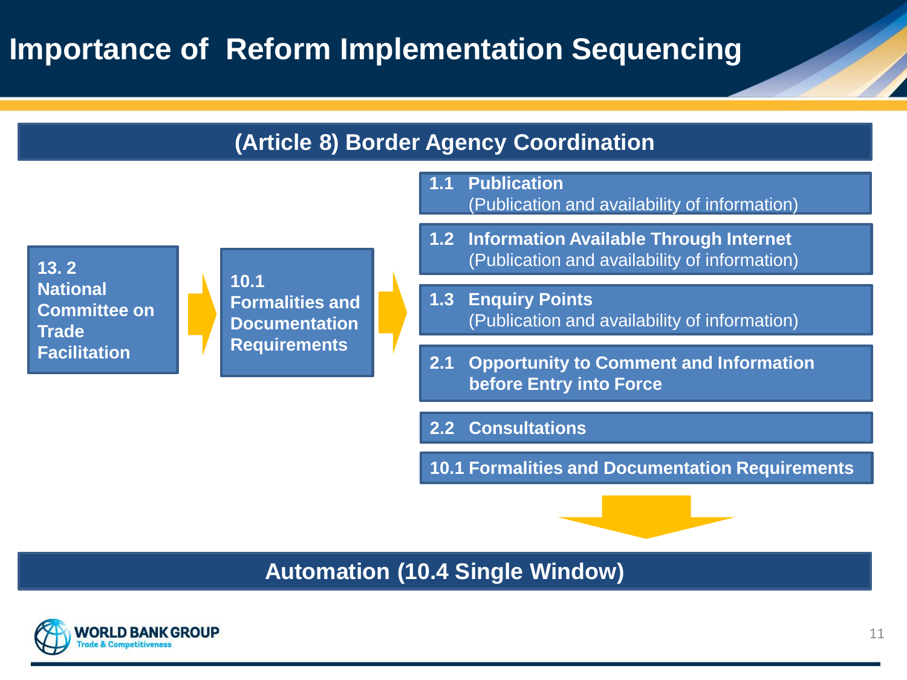# Importance of Reform Implementation Sequencing

## (Article 8) Border Agency Coordination

**13. 2 National Committee on Trade Facilitation** → **10.1 Formalities and Documentation Requirements** →

- **1.1 Publication**
  (Publication and availability of information)
- **1.2 Information Available Through Internet**
  (Publication and availability of information)
- **1.3 Enquiry Points**
  (Publication and availability of information)
- **2.1 Opportunity to Comment and Information before Entry into Force**
- **2.2 Consultations**
- **10.1 Formalities and Documentation Requirements**

↓

## Automation (10.4 Single Window)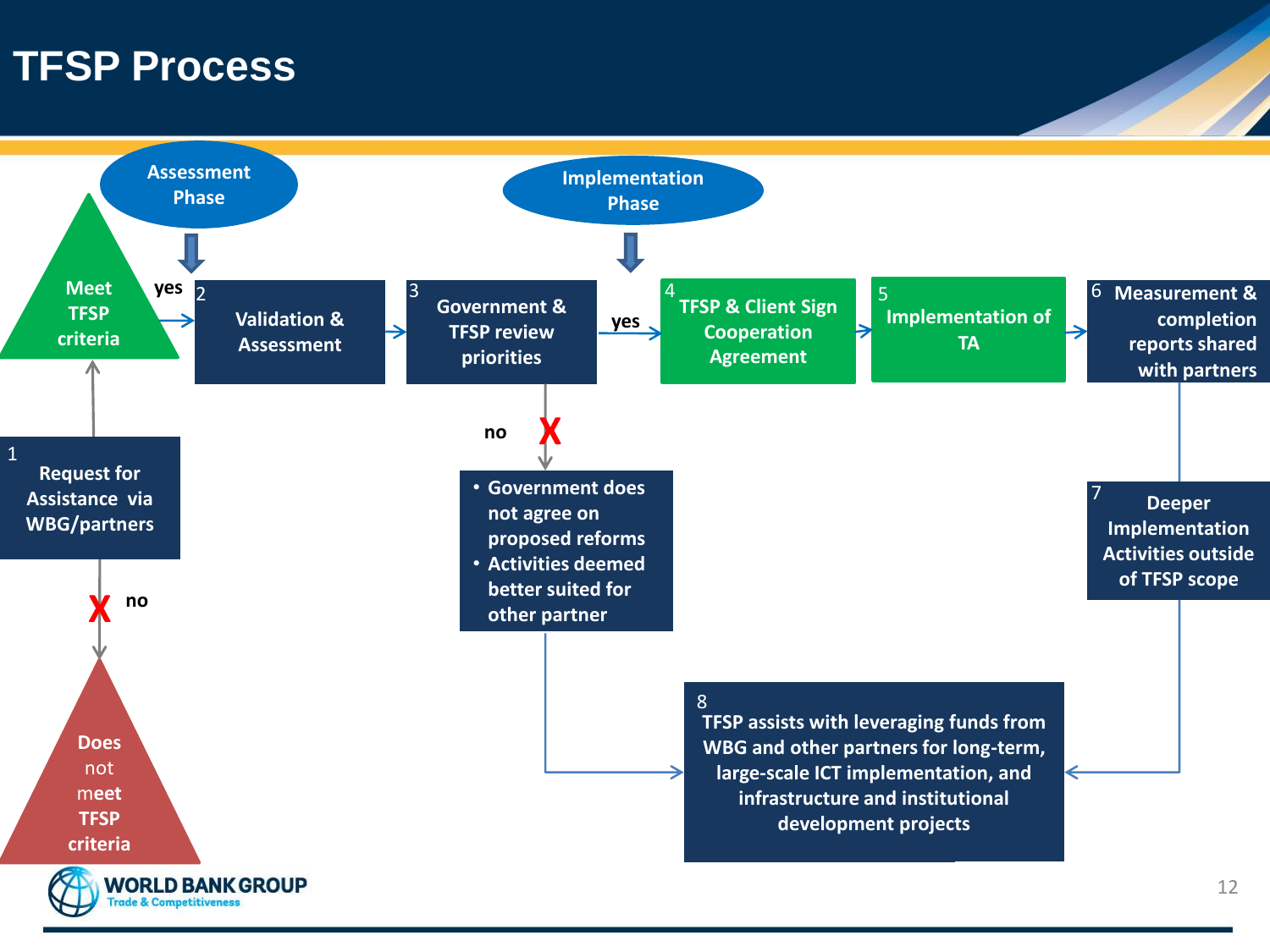# TFSP Process

**Assessment Phase**

**Implementation Phase**

1. Request for Assistance via WBG/partners

**Meet TFSP criteria** — yes → 2

**Does not meet TFSP criteria** — no

2. Validation & Assessment

3. Government & TFSP review priorities — yes → 4

no:
- Government does not agree on proposed reforms
- Activities deemed better suited for other partner

4. TFSP & Client Sign Cooperation Agreement

5. Implementation of TA

6. Measurement & completion reports shared with partners

7. Deeper Implementation Activities outside of TFSP scope

8. TFSP assists with leveraging funds from WBG and other partners for long-term, large-scale ICT implementation, and infrastructure and institutional development projects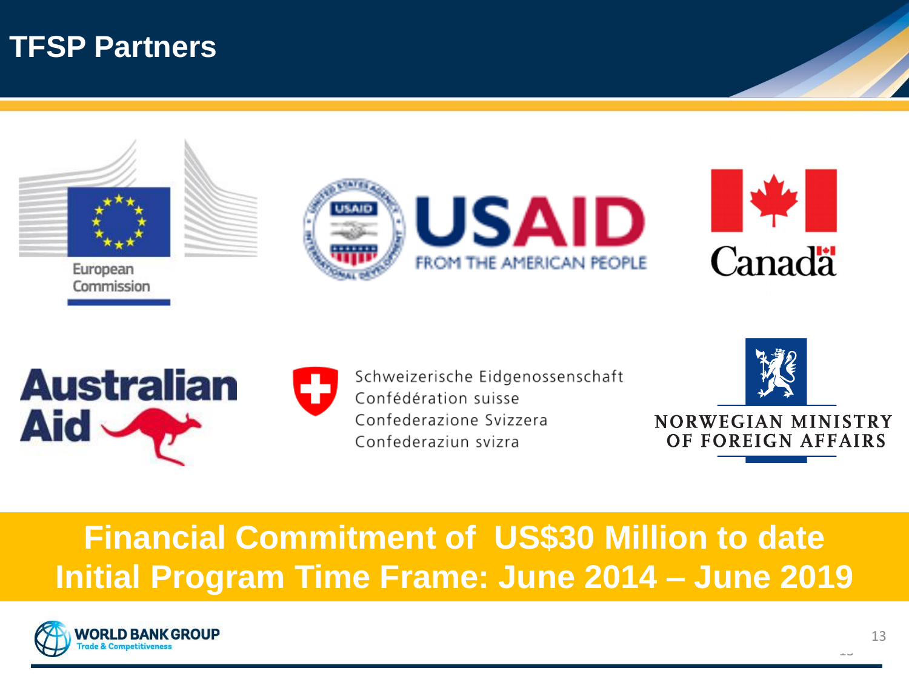# TFSP Partners

European Commission

USAID FROM THE AMERICAN PEOPLE

Canada

Australian Aid

Schweizerische Eidgenossenschaft
Confédération suisse
Confederazione Svizzera
Confederaziun svizra

NORWEGIAN MINISTRY OF FOREIGN AFFAIRS

**Financial Commitment of US$30 Million to date**
**Initial Program Time Frame: June 2014 – June 2019**

WORLD BANK GROUP
Trade & Competitiveness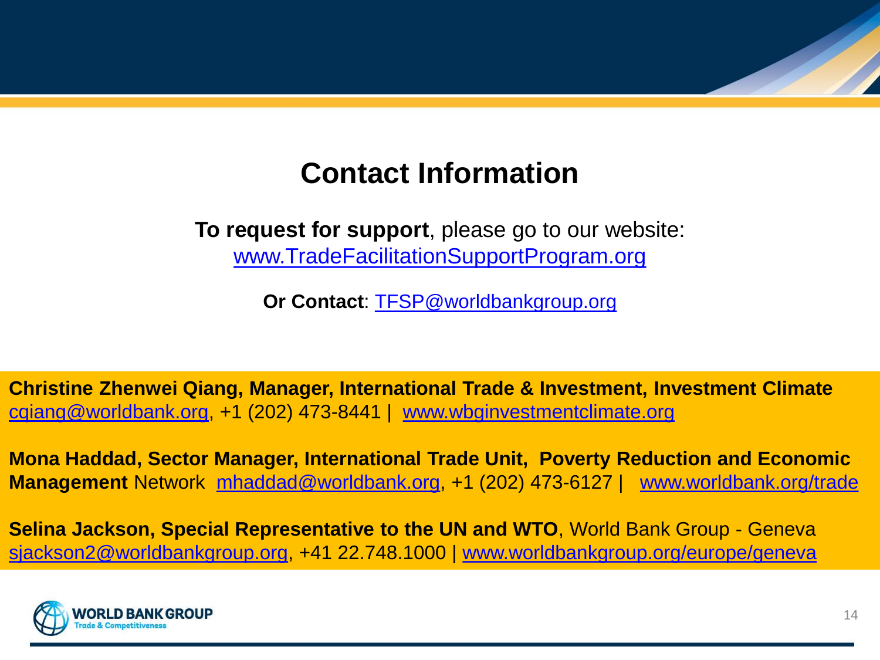# Contact Information

**To request for support**, please go to our website: www.TradeFacilitationSupportProgram.org

**Or Contact**: TFSP@worldbankgroup.org

**Christine Zhenwei Qiang, Manager, International Trade & Investment, Investment Climate**
cqiang@worldbank.org, +1 (202) 473-8441 | www.wbginvestmentclimate.org

**Mona Haddad, Sector Manager, International Trade Unit, Poverty Reduction and Economic Management** Network mhaddad@worldbank.org, +1 (202) 473-6127 | www.worldbank.org/trade

**Selina Jackson, Special Representative to the UN and WTO**, World Bank Group - Geneva
sjackson2@worldbankgroup.org, +41 22.748.1000 | www.worldbankgroup.org/europe/geneva

WORLD BANK GROUP
Trade & Competitiveness